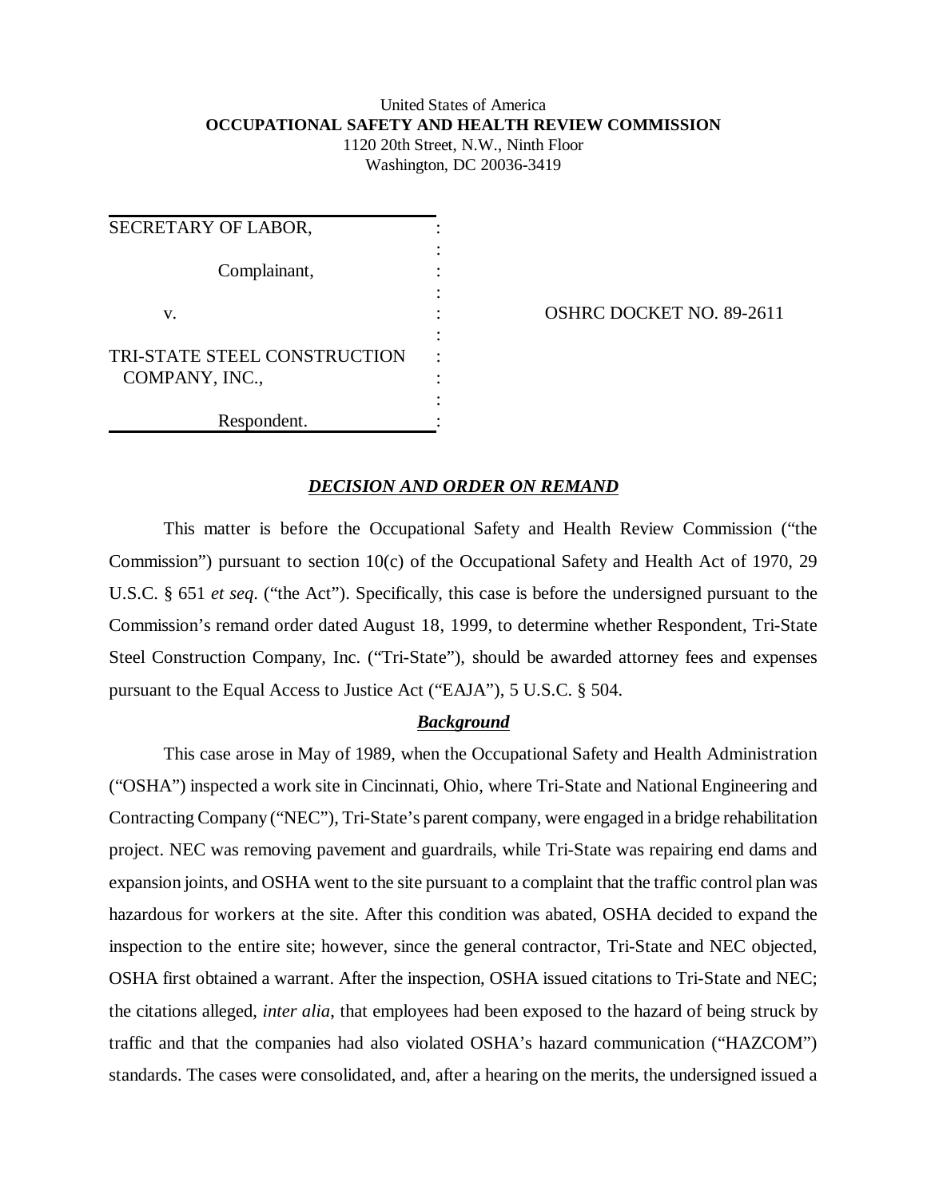United States of America
**OCCUPATIONAL SAFETY AND HEALTH REVIEW COMMISSION**
1120 20th Street, N.W., Ninth Floor
Washington, DC 20036-3419

| | |
|---|---|
| SECRETARY OF LABOR,<br><br>Complainant,<br><br>v.<br><br>TRI-STATE STEEL CONSTRUCTION COMPANY, INC.,<br><br>Respondent. | OSHRC DOCKET NO. 89-2611 |

## ***DECISION AND ORDER ON REMAND***

This matter is before the Occupational Safety and Health Review Commission ("the Commission") pursuant to section 10(c) of the Occupational Safety and Health Act of 1970, 29 U.S.C. § 651 *et seq*. ("the Act"). Specifically, this case is before the undersigned pursuant to the Commission's remand order dated August 18, 1999, to determine whether Respondent, Tri-State Steel Construction Company, Inc. ("Tri-State"), should be awarded attorney fees and expenses pursuant to the Equal Access to Justice Act ("EAJA"), 5 U.S.C. § 504.

### ***Background***

This case arose in May of 1989, when the Occupational Safety and Health Administration ("OSHA") inspected a work site in Cincinnati, Ohio, where Tri-State and National Engineering and Contracting Company ("NEC"), Tri-State's parent company, were engaged in a bridge rehabilitation project. NEC was removing pavement and guardrails, while Tri-State was repairing end dams and expansion joints, and OSHA went to the site pursuant to a complaint that the traffic control plan was hazardous for workers at the site. After this condition was abated, OSHA decided to expand the inspection to the entire site; however, since the general contractor, Tri-State and NEC objected, OSHA first obtained a warrant. After the inspection, OSHA issued citations to Tri-State and NEC; the citations alleged, *inter alia*, that employees had been exposed to the hazard of being struck by traffic and that the companies had also violated OSHA's hazard communication ("HAZCOM") standards. The cases were consolidated, and, after a hearing on the merits, the undersigned issued a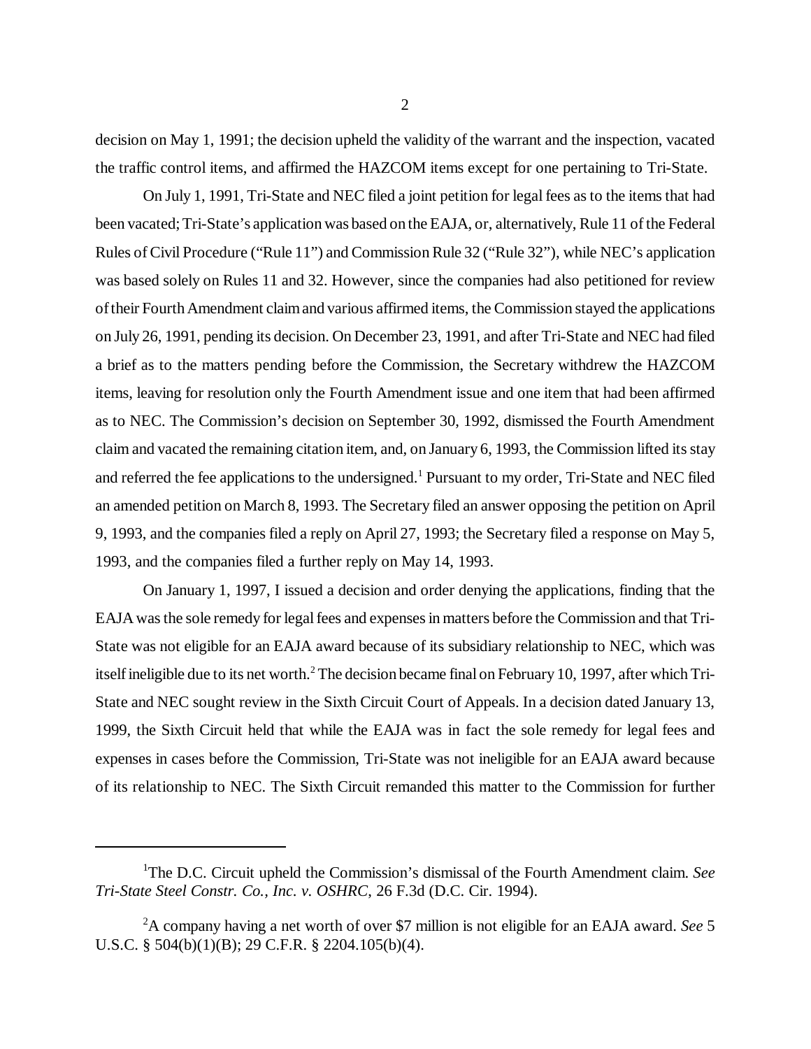decision on May 1, 1991; the decision upheld the validity of the warrant and the inspection, vacated the traffic control items, and affirmed the HAZCOM items except for one pertaining to Tri-State.

On July 1, 1991, Tri-State and NEC filed a joint petition for legal fees as to the items that had been vacated; Tri-State's application was based on the EAJA, or, alternatively, Rule 11 of the Federal Rules of Civil Procedure ("Rule 11") and Commission Rule 32 ("Rule 32"), while NEC's application was based solely on Rules 11 and 32. However, since the companies had also petitioned for review of their Fourth Amendment claim and various affirmed items, the Commission stayed the applications on July 26, 1991, pending its decision. On December 23, 1991, and after Tri-State and NEC had filed a brief as to the matters pending before the Commission, the Secretary withdrew the HAZCOM items, leaving for resolution only the Fourth Amendment issue and one item that had been affirmed as to NEC. The Commission's decision on September 30, 1992, dismissed the Fourth Amendment claim and vacated the remaining citation item, and, on January 6, 1993, the Commission lifted its stay and referred the fee applications to the undersigned.[1] Pursuant to my order, Tri-State and NEC filed an amended petition on March 8, 1993. The Secretary filed an answer opposing the petition on April 9, 1993, and the companies filed a reply on April 27, 1993; the Secretary filed a response on May 5, 1993, and the companies filed a further reply on May 14, 1993.

On January 1, 1997, I issued a decision and order denying the applications, finding that the EAJA was the sole remedy for legal fees and expenses in matters before the Commission and that Tri-State was not eligible for an EAJA award because of its subsidiary relationship to NEC, which was itself ineligible due to its net worth.[2] The decision became final on February 10, 1997, after which Tri-State and NEC sought review in the Sixth Circuit Court of Appeals. In a decision dated January 13, 1999, the Sixth Circuit held that while the EAJA was in fact the sole remedy for legal fees and expenses in cases before the Commission, Tri-State was not ineligible for an EAJA award because of its relationship to NEC. The Sixth Circuit remanded this matter to the Commission for further

---

[1]The D.C. Circuit upheld the Commission's dismissal of the Fourth Amendment claim. *See Tri-State Steel Constr. Co., Inc. v. OSHRC*, 26 F.3d (D.C. Cir. 1994).

[2]A company having a net worth of over $7 million is not eligible for an EAJA award. *See* 5 U.S.C. § 504(b)(1)(B); 29 C.F.R. § 2204.105(b)(4).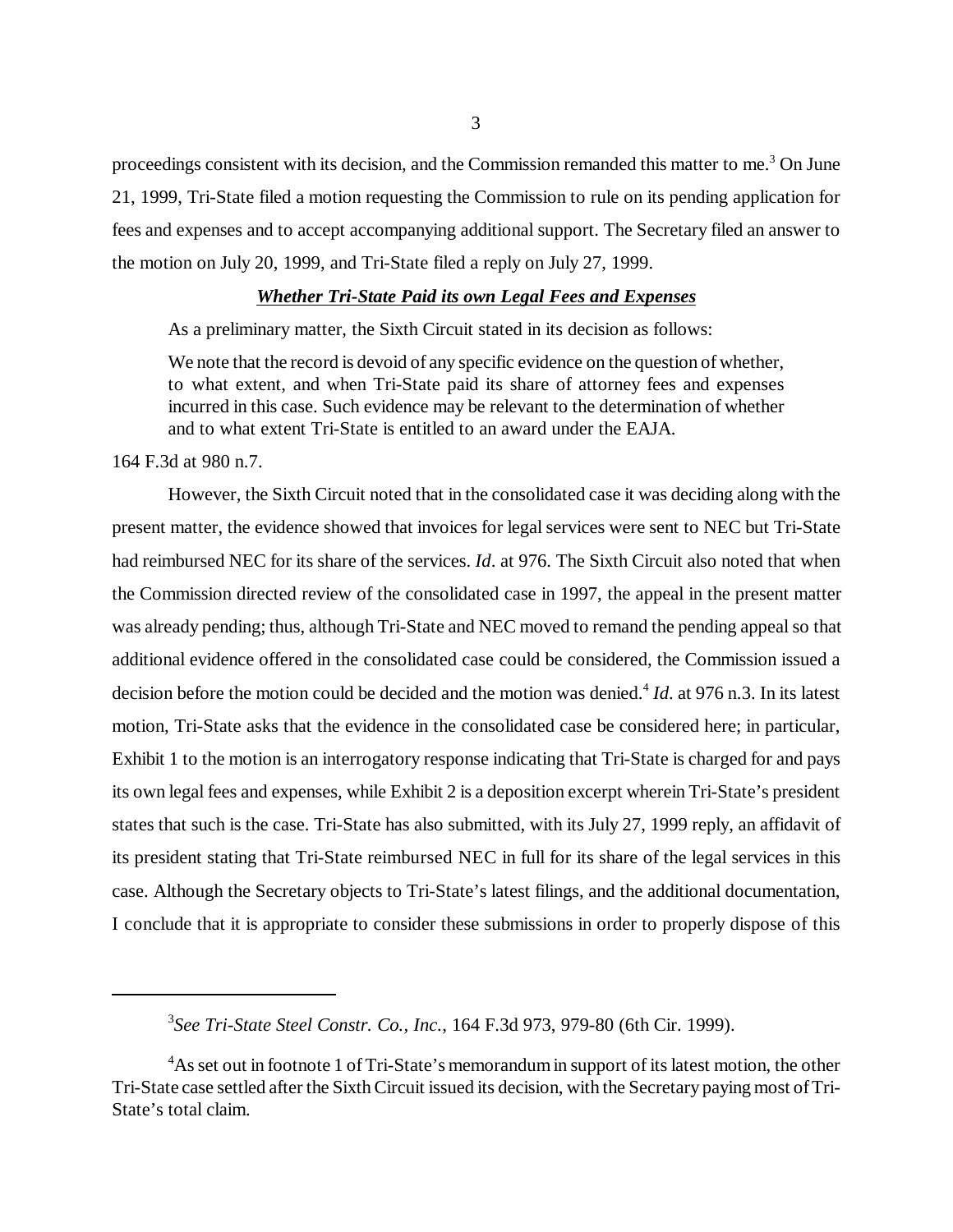proceedings consistent with its decision, and the Commission remanded this matter to me.[3] On June 21, 1999, Tri-State filed a motion requesting the Commission to rule on its pending application for fees and expenses and to accept accompanying additional support. The Secretary filed an answer to the motion on July 20, 1999, and Tri-State filed a reply on July 27, 1999.

***Whether Tri-State Paid its own Legal Fees and Expenses***

As a preliminary matter, the Sixth Circuit stated in its decision as follows:

> We note that the record is devoid of any specific evidence on the question of whether, to what extent, and when Tri-State paid its share of attorney fees and expenses incurred in this case. Such evidence may be relevant to the determination of whether and to what extent Tri-State is entitled to an award under the EAJA.

164 F.3d at 980 n.7.

However, the Sixth Circuit noted that in the consolidated case it was deciding along with the present matter, the evidence showed that invoices for legal services were sent to NEC but Tri-State had reimbursed NEC for its share of the services. *Id*. at 976. The Sixth Circuit also noted that when the Commission directed review of the consolidated case in 1997, the appeal in the present matter was already pending; thus, although Tri-State and NEC moved to remand the pending appeal so that additional evidence offered in the consolidated case could be considered, the Commission issued a decision before the motion could be decided and the motion was denied.[4] *Id*. at 976 n.3. In its latest motion, Tri-State asks that the evidence in the consolidated case be considered here; in particular, Exhibit 1 to the motion is an interrogatory response indicating that Tri-State is charged for and pays its own legal fees and expenses, while Exhibit 2 is a deposition excerpt wherein Tri-State's president states that such is the case. Tri-State has also submitted, with its July 27, 1999 reply, an affidavit of its president stating that Tri-State reimbursed NEC in full for its share of the legal services in this case. Although the Secretary objects to Tri-State's latest filings, and the additional documentation, I conclude that it is appropriate to consider these submissions in order to properly dispose of this

---

[3] *See Tri-State Steel Constr. Co., Inc.*, 164 F.3d 973, 979-80 (6th Cir. 1999).

[4] As set out in footnote 1 of Tri-State's memorandum in support of its latest motion, the other Tri-State case settled after the Sixth Circuit issued its decision, with the Secretary paying most of Tri-State's total claim.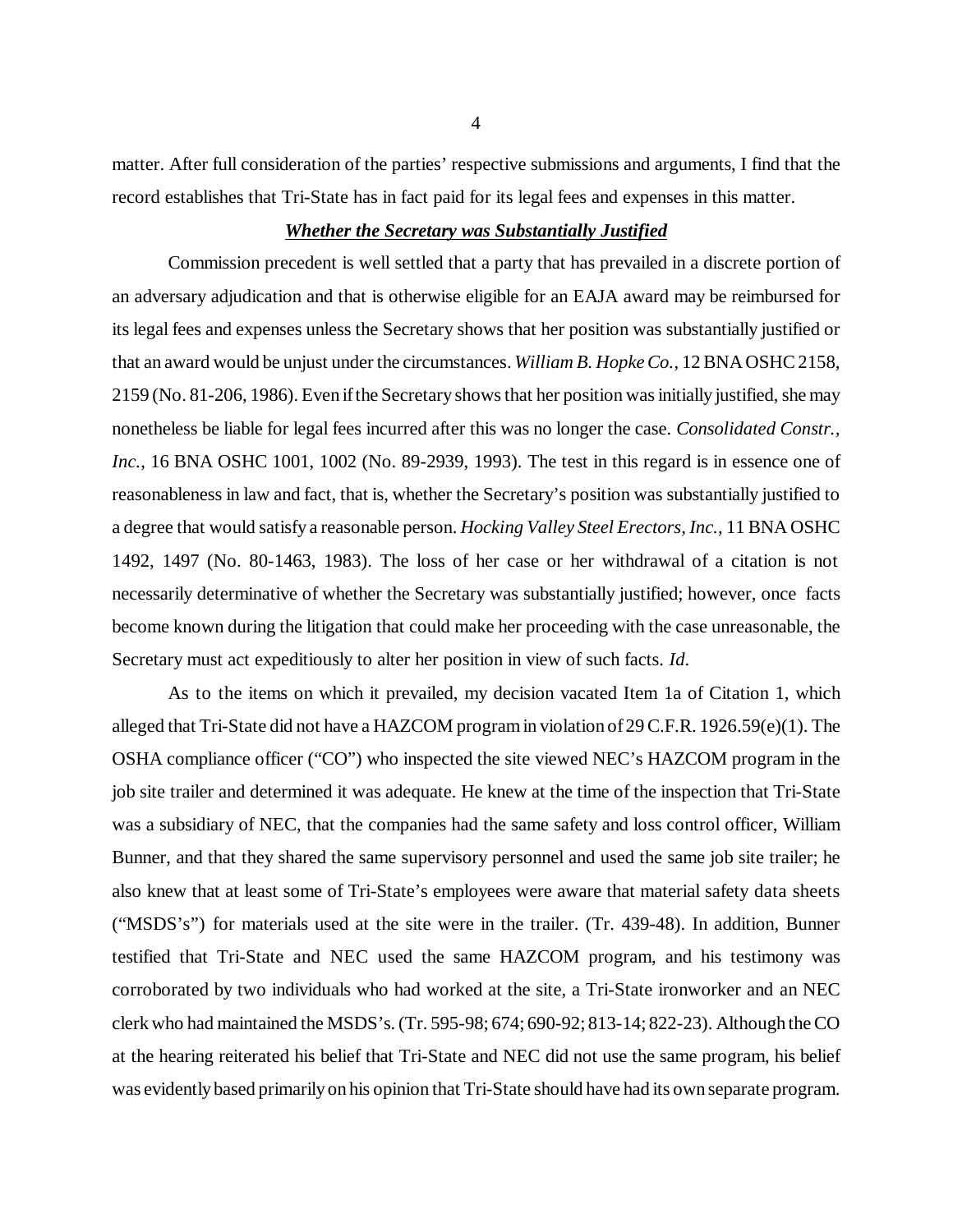matter. After full consideration of the parties' respective submissions and arguments, I find that the record establishes that Tri-State has in fact paid for its legal fees and expenses in this matter.

***Whether the Secretary was Substantially Justified***

Commission precedent is well settled that a party that has prevailed in a discrete portion of an adversary adjudication and that is otherwise eligible for an EAJA award may be reimbursed for its legal fees and expenses unless the Secretary shows that her position was substantially justified or that an award would be unjust under the circumstances. *William B. Hopke Co.*, 12 BNA OSHC 2158, 2159 (No. 81-206, 1986). Even if the Secretary shows that her position was initially justified, she may nonetheless be liable for legal fees incurred after this was no longer the case. *Consolidated Constr., Inc.*, 16 BNA OSHC 1001, 1002 (No. 89-2939, 1993). The test in this regard is in essence one of reasonableness in law and fact, that is, whether the Secretary's position was substantially justified to a degree that would satisfy a reasonable person. *Hocking Valley Steel Erectors, Inc.*, 11 BNA OSHC 1492, 1497 (No. 80-1463, 1983). The loss of her case or her withdrawal of a citation is not necessarily determinative of whether the Secretary was substantially justified; however, once facts become known during the litigation that could make her proceeding with the case unreasonable, the Secretary must act expeditiously to alter her position in view of such facts. *Id.*

As to the items on which it prevailed, my decision vacated Item 1a of Citation 1, which alleged that Tri-State did not have a HAZCOM program in violation of 29 C.F.R. 1926.59(e)(1). The OSHA compliance officer ("CO") who inspected the site viewed NEC's HAZCOM program in the job site trailer and determined it was adequate. He knew at the time of the inspection that Tri-State was a subsidiary of NEC, that the companies had the same safety and loss control officer, William Bunner, and that they shared the same supervisory personnel and used the same job site trailer; he also knew that at least some of Tri-State's employees were aware that material safety data sheets ("MSDS's") for materials used at the site were in the trailer. (Tr. 439-48). In addition, Bunner testified that Tri-State and NEC used the same HAZCOM program, and his testimony was corroborated by two individuals who had worked at the site, a Tri-State ironworker and an NEC clerk who had maintained the MSDS's. (Tr. 595-98; 674; 690-92; 813-14; 822-23). Although the CO at the hearing reiterated his belief that Tri-State and NEC did not use the same program, his belief was evidently based primarily on his opinion that Tri-State should have had its own separate program.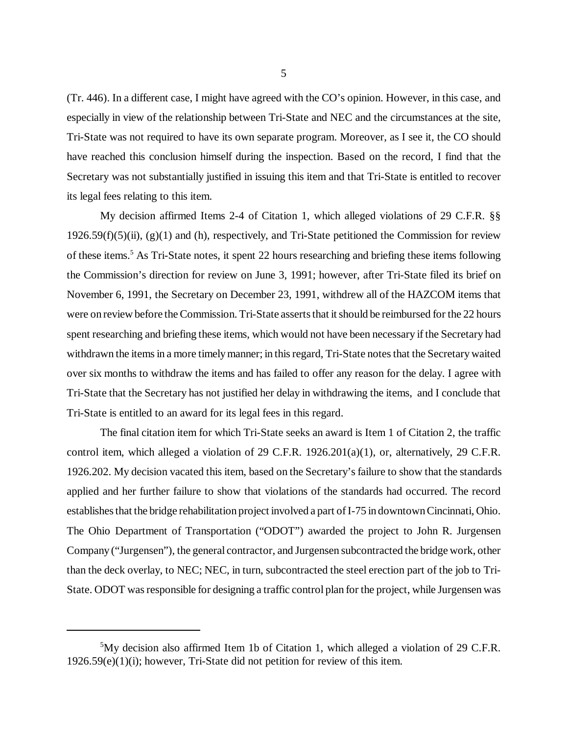(Tr. 446). In a different case, I might have agreed with the CO's opinion. However, in this case, and especially in view of the relationship between Tri-State and NEC and the circumstances at the site, Tri-State was not required to have its own separate program. Moreover, as I see it, the CO should have reached this conclusion himself during the inspection. Based on the record, I find that the Secretary was not substantially justified in issuing this item and that Tri-State is entitled to recover its legal fees relating to this item.

My decision affirmed Items 2-4 of Citation 1, which alleged violations of 29 C.F.R. §§ 1926.59(f)(5)(ii), (g)(1) and (h), respectively, and Tri-State petitioned the Commission for review of these items.[5] As Tri-State notes, it spent 22 hours researching and briefing these items following the Commission's direction for review on June 3, 1991; however, after Tri-State filed its brief on November 6, 1991, the Secretary on December 23, 1991, withdrew all of the HAZCOM items that were on review before the Commission. Tri-State asserts that it should be reimbursed for the 22 hours spent researching and briefing these items, which would not have been necessary if the Secretary had withdrawn the items in a more timely manner; in this regard, Tri-State notes that the Secretary waited over six months to withdraw the items and has failed to offer any reason for the delay. I agree with Tri-State that the Secretary has not justified her delay in withdrawing the items, and I conclude that Tri-State is entitled to an award for its legal fees in this regard.

The final citation item for which Tri-State seeks an award is Item 1 of Citation 2, the traffic control item, which alleged a violation of 29 C.F.R. 1926.201(a)(1), or, alternatively, 29 C.F.R. 1926.202. My decision vacated this item, based on the Secretary's failure to show that the standards applied and her further failure to show that violations of the standards had occurred. The record establishes that the bridge rehabilitation project involved a part of I-75 in downtown Cincinnati, Ohio. The Ohio Department of Transportation ("ODOT") awarded the project to John R. Jurgensen Company ("Jurgensen"), the general contractor, and Jurgensen subcontracted the bridge work, other than the deck overlay, to NEC; NEC, in turn, subcontracted the steel erection part of the job to Tri-State. ODOT was responsible for designing a traffic control plan for the project, while Jurgensen was

---

[5]My decision also affirmed Item 1b of Citation 1, which alleged a violation of 29 C.F.R. 1926.59(e)(1)(i); however, Tri-State did not petition for review of this item.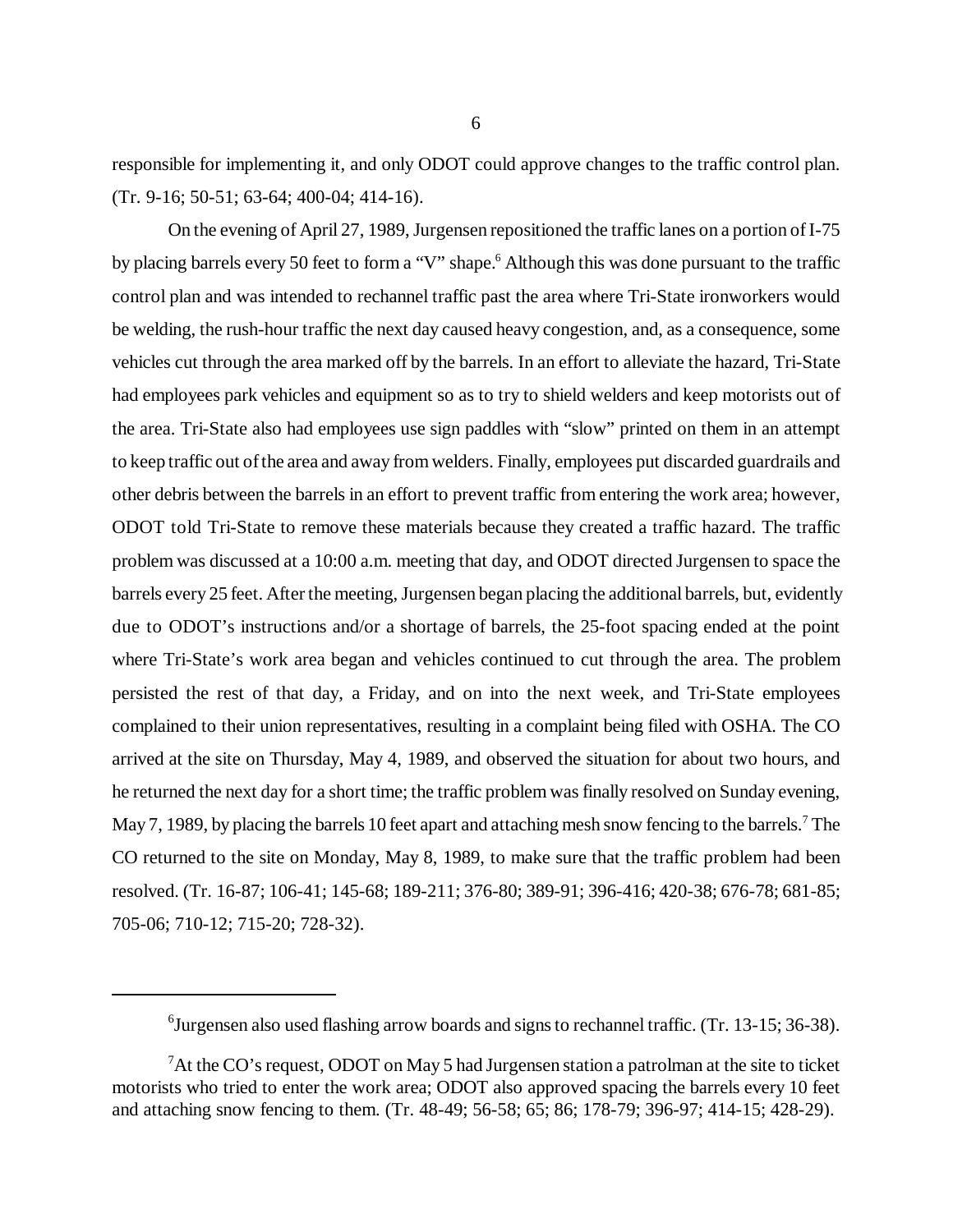responsible for implementing it, and only ODOT could approve changes to the traffic control plan. (Tr. 9-16; 50-51; 63-64; 400-04; 414-16).

On the evening of April 27, 1989, Jurgensen repositioned the traffic lanes on a portion of I-75 by placing barrels every 50 feet to form a "V" shape.[6] Although this was done pursuant to the traffic control plan and was intended to rechannel traffic past the area where Tri-State ironworkers would be welding, the rush-hour traffic the next day caused heavy congestion, and, as a consequence, some vehicles cut through the area marked off by the barrels. In an effort to alleviate the hazard, Tri-State had employees park vehicles and equipment so as to try to shield welders and keep motorists out of the area. Tri-State also had employees use sign paddles with "slow" printed on them in an attempt to keep traffic out of the area and away from welders. Finally, employees put discarded guardrails and other debris between the barrels in an effort to prevent traffic from entering the work area; however, ODOT told Tri-State to remove these materials because they created a traffic hazard. The traffic problem was discussed at a 10:00 a.m. meeting that day, and ODOT directed Jurgensen to space the barrels every 25 feet. After the meeting, Jurgensen began placing the additional barrels, but, evidently due to ODOT's instructions and/or a shortage of barrels, the 25-foot spacing ended at the point where Tri-State's work area began and vehicles continued to cut through the area. The problem persisted the rest of that day, a Friday, and on into the next week, and Tri-State employees complained to their union representatives, resulting in a complaint being filed with OSHA. The CO arrived at the site on Thursday, May 4, 1989, and observed the situation for about two hours, and he returned the next day for a short time; the traffic problem was finally resolved on Sunday evening, May 7, 1989, by placing the barrels 10 feet apart and attaching mesh snow fencing to the barrels.[7] The CO returned to the site on Monday, May 8, 1989, to make sure that the traffic problem had been resolved. (Tr. 16-87; 106-41; 145-68; 189-211; 376-80; 389-91; 396-416; 420-38; 676-78; 681-85; 705-06; 710-12; 715-20; 728-32).

---

[6] Jurgensen also used flashing arrow boards and signs to rechannel traffic. (Tr. 13-15; 36-38).

[7] At the CO's request, ODOT on May 5 had Jurgensen station a patrolman at the site to ticket motorists who tried to enter the work area; ODOT also approved spacing the barrels every 10 feet and attaching snow fencing to them. (Tr. 48-49; 56-58; 65; 86; 178-79; 396-97; 414-15; 428-29).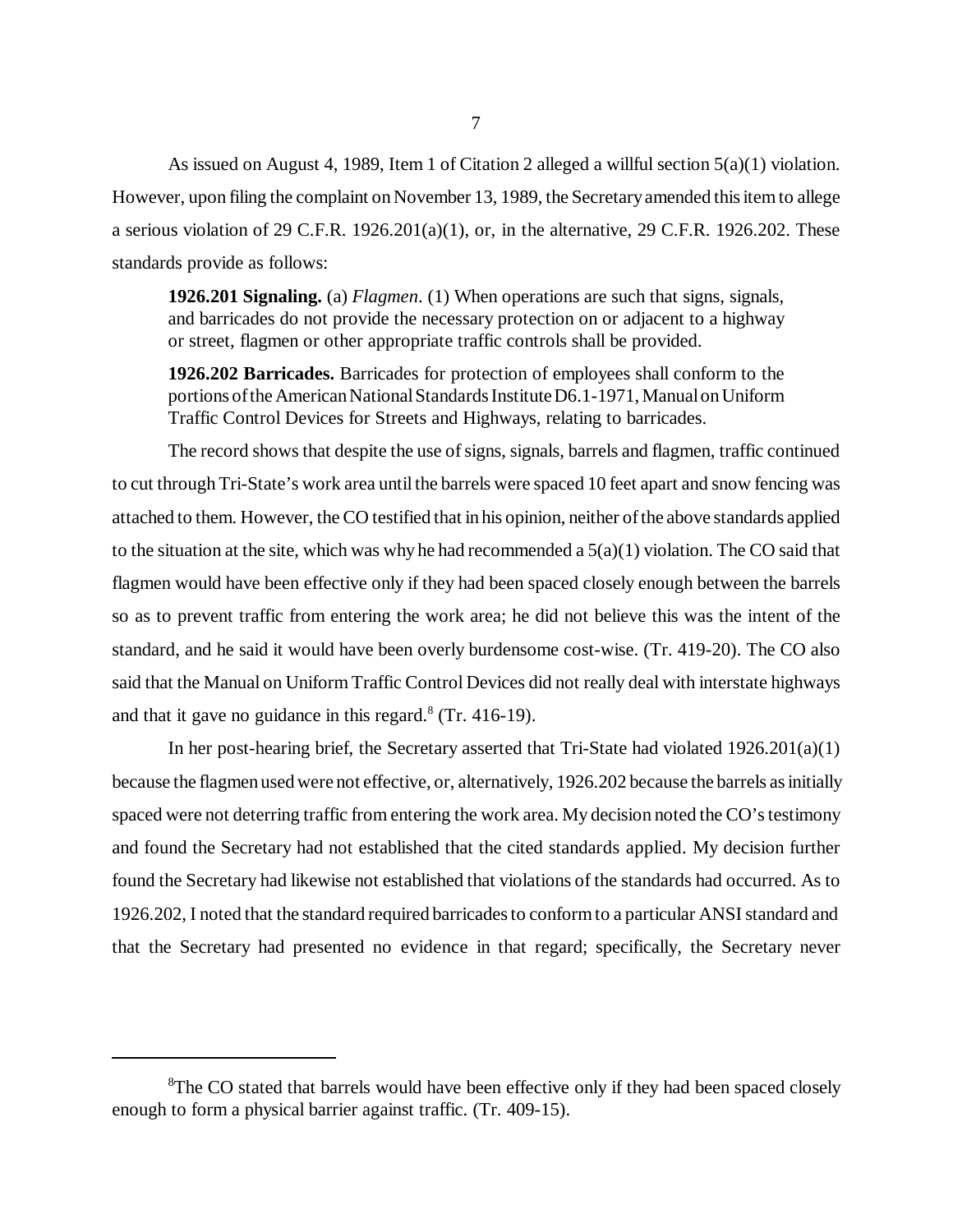As issued on August 4, 1989, Item 1 of Citation 2 alleged a willful section 5(a)(1) violation. However, upon filing the complaint on November 13, 1989, the Secretary amended this item to allege a serious violation of 29 C.F.R. 1926.201(a)(1), or, in the alternative, 29 C.F.R. 1926.202. These standards provide as follows:

> **1926.201 Signaling.** (a) *Flagmen*. (1) When operations are such that signs, signals, and barricades do not provide the necessary protection on or adjacent to a highway or street, flagmen or other appropriate traffic controls shall be provided.
>
> **1926.202 Barricades.** Barricades for protection of employees shall conform to the portions of the American National Standards Institute D6.1-1971, Manual on Uniform Traffic Control Devices for Streets and Highways, relating to barricades.

The record shows that despite the use of signs, signals, barrels and flagmen, traffic continued to cut through Tri-State's work area until the barrels were spaced 10 feet apart and snow fencing was attached to them. However, the CO testified that in his opinion, neither of the above standards applied to the situation at the site, which was why he had recommended a 5(a)(1) violation. The CO said that flagmen would have been effective only if they had been spaced closely enough between the barrels so as to prevent traffic from entering the work area; he did not believe this was the intent of the standard, and he said it would have been overly burdensome cost-wise. (Tr. 419-20). The CO also said that the Manual on Uniform Traffic Control Devices did not really deal with interstate highways and that it gave no guidance in this regard.[8] (Tr. 416-19).

In her post-hearing brief, the Secretary asserted that Tri-State had violated 1926.201(a)(1) because the flagmen used were not effective, or, alternatively, 1926.202 because the barrels as initially spaced were not deterring traffic from entering the work area. My decision noted the CO's testimony and found the Secretary had not established that the cited standards applied. My decision further found the Secretary had likewise not established that violations of the standards had occurred. As to 1926.202, I noted that the standard required barricades to conform to a particular ANSI standard and that the Secretary had presented no evidence in that regard; specifically, the Secretary never

---

[8] The CO stated that barrels would have been effective only if they had been spaced closely enough to form a physical barrier against traffic. (Tr. 409-15).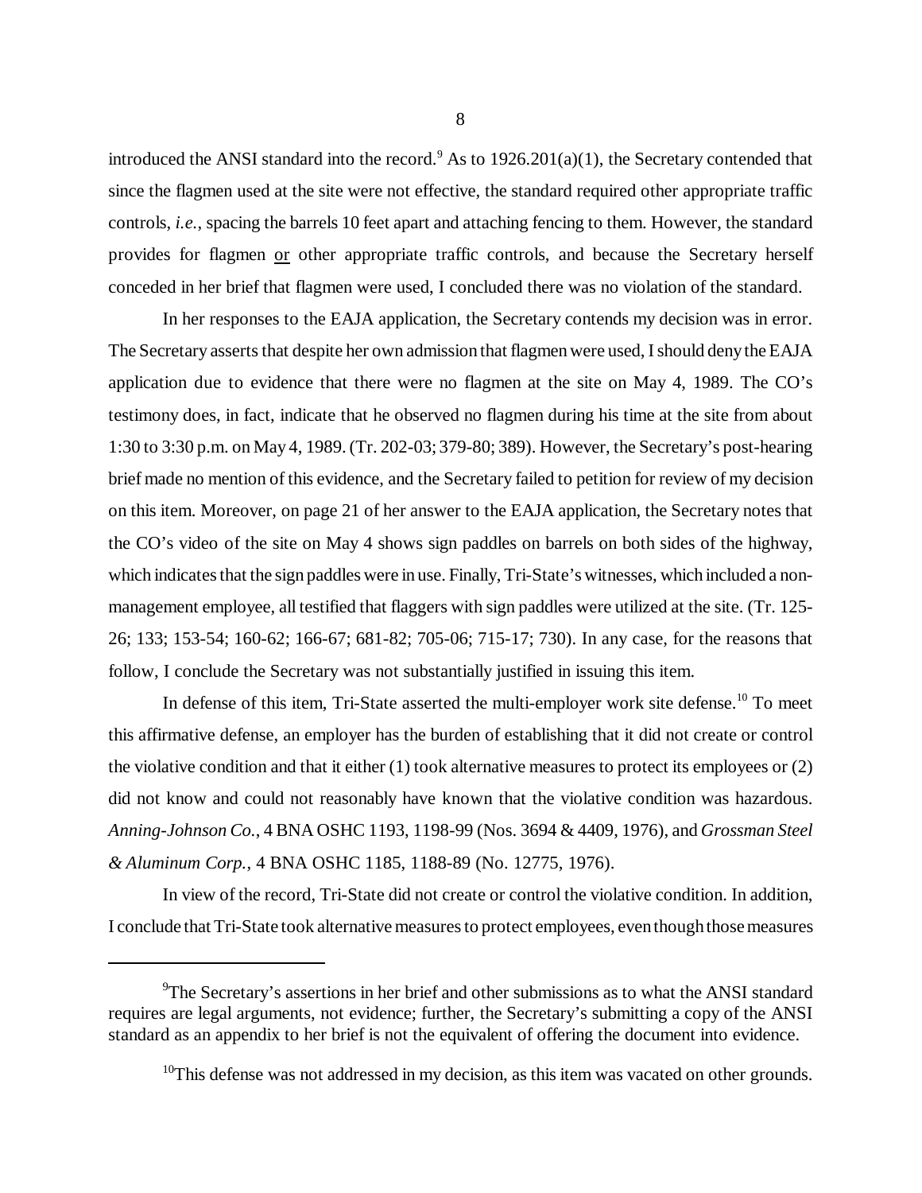introduced the ANSI standard into the record.[9] As to 1926.201(a)(1), the Secretary contended that since the flagmen used at the site were not effective, the standard required other appropriate traffic controls, *i.e.*, spacing the barrels 10 feet apart and attaching fencing to them. However, the standard provides for flagmen or other appropriate traffic controls, and because the Secretary herself conceded in her brief that flagmen were used, I concluded there was no violation of the standard.

In her responses to the EAJA application, the Secretary contends my decision was in error. The Secretary asserts that despite her own admission that flagmen were used, I should deny the EAJA application due to evidence that there were no flagmen at the site on May 4, 1989. The CO's testimony does, in fact, indicate that he observed no flagmen during his time at the site from about 1:30 to 3:30 p.m. on May 4, 1989. (Tr. 202-03; 379-80; 389). However, the Secretary's post-hearing brief made no mention of this evidence, and the Secretary failed to petition for review of my decision on this item. Moreover, on page 21 of her answer to the EAJA application, the Secretary notes that the CO's video of the site on May 4 shows sign paddles on barrels on both sides of the highway, which indicates that the sign paddles were in use. Finally, Tri-State's witnesses, which included a non-management employee, all testified that flaggers with sign paddles were utilized at the site. (Tr. 125-26; 133; 153-54; 160-62; 166-67; 681-82; 705-06; 715-17; 730). In any case, for the reasons that follow, I conclude the Secretary was not substantially justified in issuing this item.

In defense of this item, Tri-State asserted the multi-employer work site defense.[10] To meet this affirmative defense, an employer has the burden of establishing that it did not create or control the violative condition and that it either (1) took alternative measures to protect its employees or (2) did not know and could not reasonably have known that the violative condition was hazardous. *Anning-Johnson Co.*, 4 BNA OSHC 1193, 1198-99 (Nos. 3694 & 4409, 1976), and *Grossman Steel & Aluminum Corp.*, 4 BNA OSHC 1185, 1188-89 (No. 12775, 1976).

In view of the record, Tri-State did not create or control the violative condition. In addition, I conclude that Tri-State took alternative measures to protect employees, even though those measures

---

[9] The Secretary's assertions in her brief and other submissions as to what the ANSI standard requires are legal arguments, not evidence; further, the Secretary's submitting a copy of the ANSI standard as an appendix to her brief is not the equivalent of offering the document into evidence.

[10] This defense was not addressed in my decision, as this item was vacated on other grounds.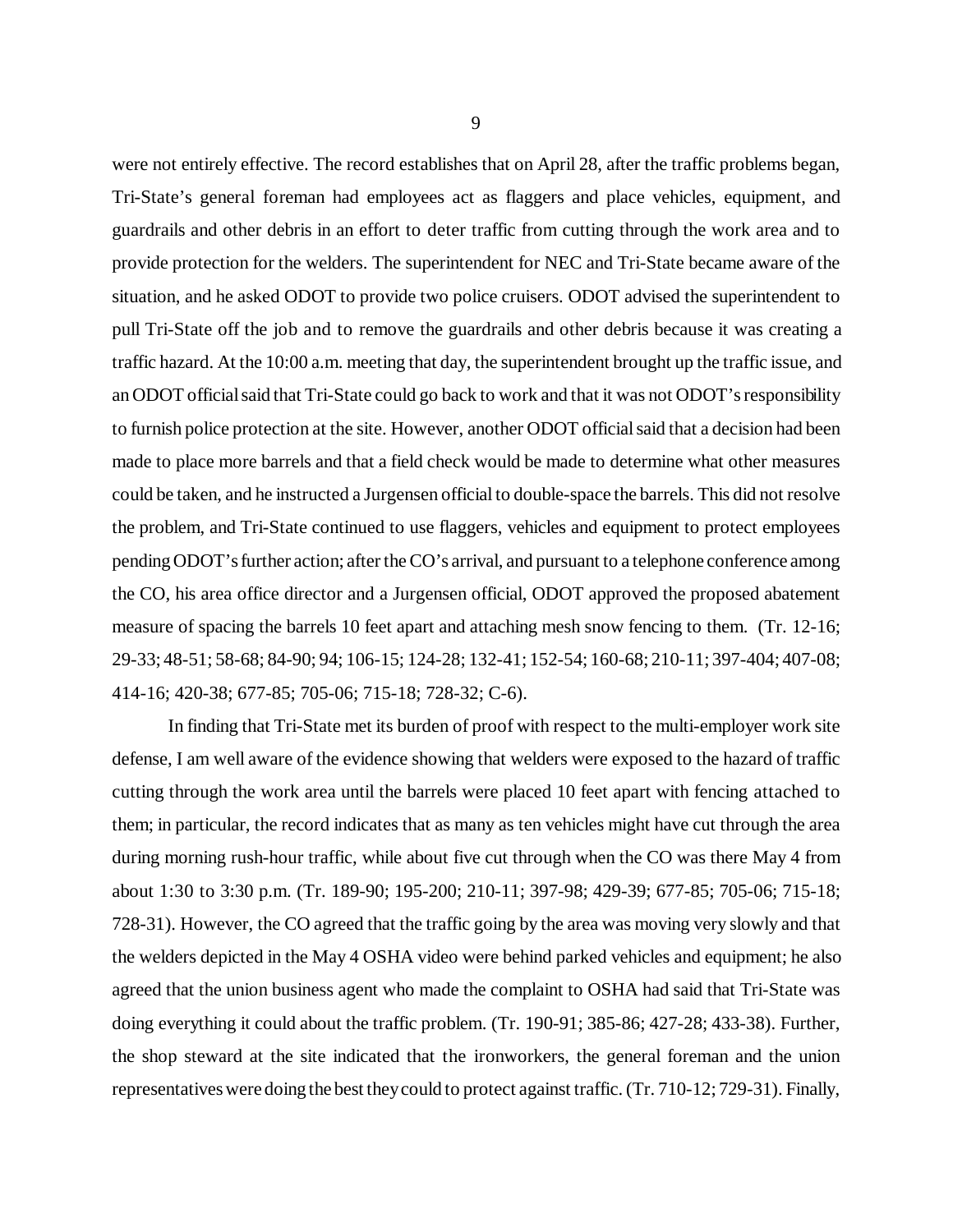were not entirely effective. The record establishes that on April 28, after the traffic problems began, Tri-State's general foreman had employees act as flaggers and place vehicles, equipment, and guardrails and other debris in an effort to deter traffic from cutting through the work area and to provide protection for the welders. The superintendent for NEC and Tri-State became aware of the situation, and he asked ODOT to provide two police cruisers. ODOT advised the superintendent to pull Tri-State off the job and to remove the guardrails and other debris because it was creating a traffic hazard. At the 10:00 a.m. meeting that day, the superintendent brought up the traffic issue, and an ODOT official said that Tri-State could go back to work and that it was not ODOT's responsibility to furnish police protection at the site. However, another ODOT official said that a decision had been made to place more barrels and that a field check would be made to determine what other measures could be taken, and he instructed a Jurgensen official to double-space the barrels. This did not resolve the problem, and Tri-State continued to use flaggers, vehicles and equipment to protect employees pending ODOT's further action; after the CO's arrival, and pursuant to a telephone conference among the CO, his area office director and a Jurgensen official, ODOT approved the proposed abatement measure of spacing the barrels 10 feet apart and attaching mesh snow fencing to them. (Tr. 12-16; 29-33; 48-51; 58-68; 84-90; 94; 106-15; 124-28; 132-41; 152-54; 160-68; 210-11; 397-404; 407-08; 414-16; 420-38; 677-85; 705-06; 715-18; 728-32; C-6).

In finding that Tri-State met its burden of proof with respect to the multi-employer work site defense, I am well aware of the evidence showing that welders were exposed to the hazard of traffic cutting through the work area until the barrels were placed 10 feet apart with fencing attached to them; in particular, the record indicates that as many as ten vehicles might have cut through the area during morning rush-hour traffic, while about five cut through when the CO was there May 4 from about 1:30 to 3:30 p.m. (Tr. 189-90; 195-200; 210-11; 397-98; 429-39; 677-85; 705-06; 715-18; 728-31). However, the CO agreed that the traffic going by the area was moving very slowly and that the welders depicted in the May 4 OSHA video were behind parked vehicles and equipment; he also agreed that the union business agent who made the complaint to OSHA had said that Tri-State was doing everything it could about the traffic problem. (Tr. 190-91; 385-86; 427-28; 433-38). Further, the shop steward at the site indicated that the ironworkers, the general foreman and the union representatives were doing the best they could to protect against traffic. (Tr. 710-12; 729-31). Finally,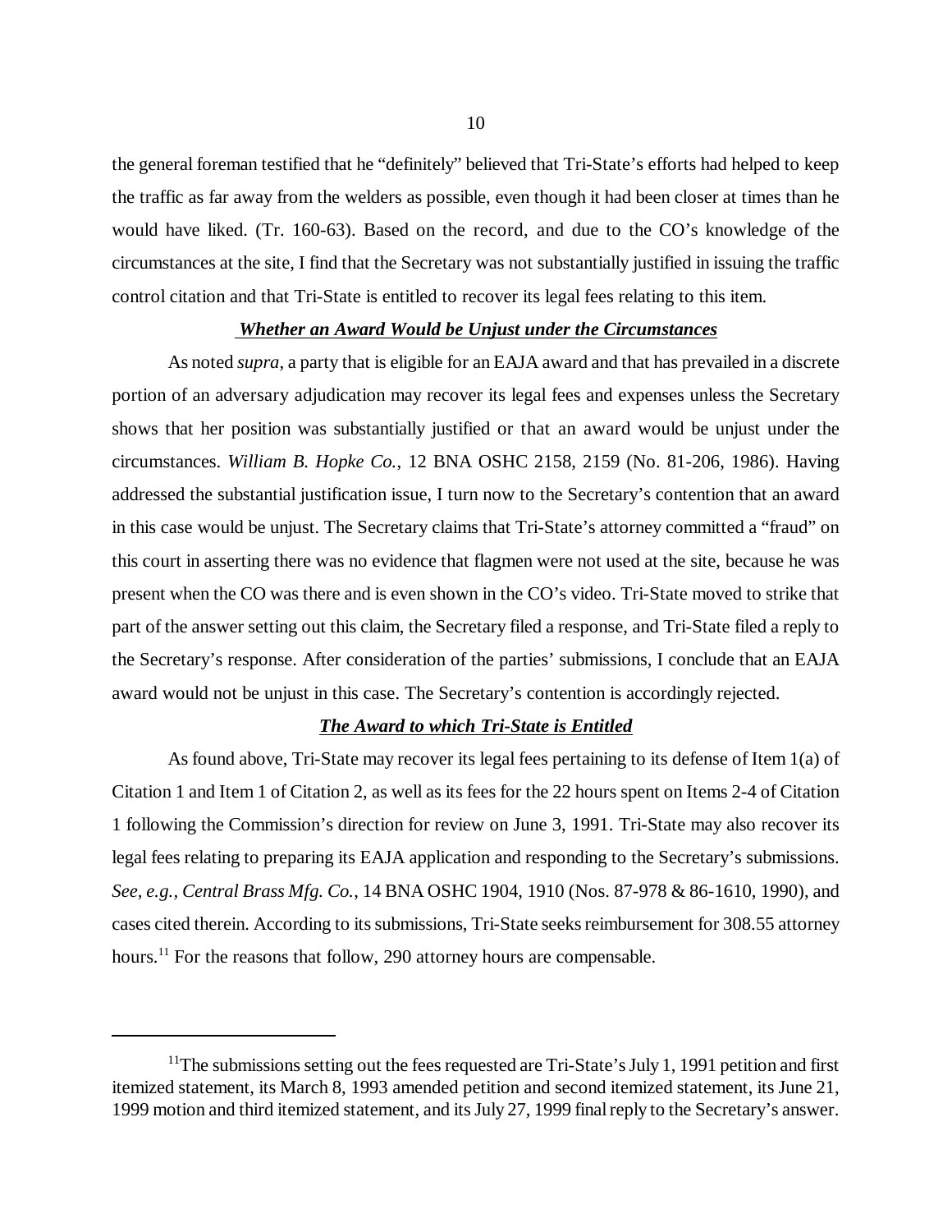the general foreman testified that he "definitely" believed that Tri-State's efforts had helped to keep the traffic as far away from the welders as possible, even though it had been closer at times than he would have liked. (Tr. 160-63). Based on the record, and due to the CO's knowledge of the circumstances at the site, I find that the Secretary was not substantially justified in issuing the traffic control citation and that Tri-State is entitled to recover its legal fees relating to this item.

***Whether an Award Would be Unjust under the Circumstances***

As noted *supra*, a party that is eligible for an EAJA award and that has prevailed in a discrete portion of an adversary adjudication may recover its legal fees and expenses unless the Secretary shows that her position was substantially justified or that an award would be unjust under the circumstances. *William B. Hopke Co.*, 12 BNA OSHC 2158, 2159 (No. 81-206, 1986). Having addressed the substantial justification issue, I turn now to the Secretary's contention that an award in this case would be unjust. The Secretary claims that Tri-State's attorney committed a "fraud" on this court in asserting there was no evidence that flagmen were not used at the site, because he was present when the CO was there and is even shown in the CO's video. Tri-State moved to strike that part of the answer setting out this claim, the Secretary filed a response, and Tri-State filed a reply to the Secretary's response. After consideration of the parties' submissions, I conclude that an EAJA award would not be unjust in this case. The Secretary's contention is accordingly rejected.

***The Award to which Tri-State is Entitled***

As found above, Tri-State may recover its legal fees pertaining to its defense of Item 1(a) of Citation 1 and Item 1 of Citation 2, as well as its fees for the 22 hours spent on Items 2-4 of Citation 1 following the Commission's direction for review on June 3, 1991. Tri-State may also recover its legal fees relating to preparing its EAJA application and responding to the Secretary's submissions. *See, e.g.*, *Central Brass Mfg. Co.*, 14 BNA OSHC 1904, 1910 (Nos. 87-978 & 86-1610, 1990), and cases cited therein. According to its submissions, Tri-State seeks reimbursement for 308.55 attorney hours.[11] For the reasons that follow, 290 attorney hours are compensable.

---

[11] The submissions setting out the fees requested are Tri-State's July 1, 1991 petition and first itemized statement, its March 8, 1993 amended petition and second itemized statement, its June 21, 1999 motion and third itemized statement, and its July 27, 1999 final reply to the Secretary's answer.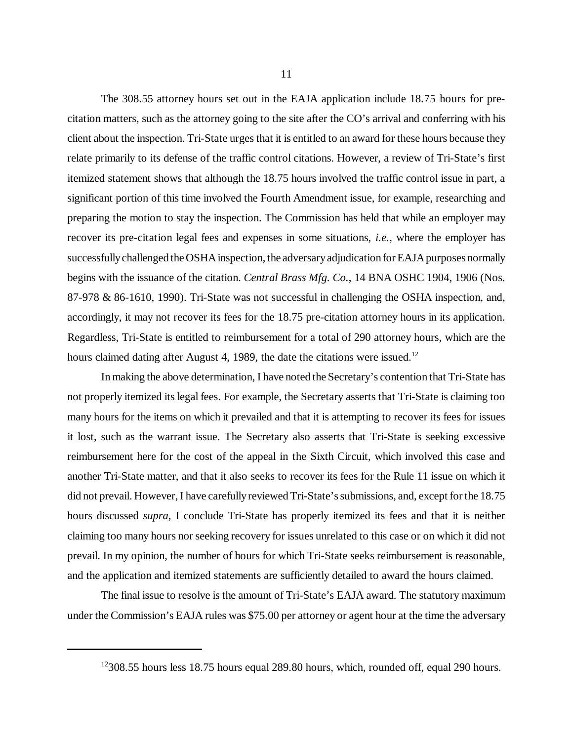The 308.55 attorney hours set out in the EAJA application include 18.75 hours for pre-citation matters, such as the attorney going to the site after the CO's arrival and conferring with his client about the inspection. Tri-State urges that it is entitled to an award for these hours because they relate primarily to its defense of the traffic control citations. However, a review of Tri-State's first itemized statement shows that although the 18.75 hours involved the traffic control issue in part, a significant portion of this time involved the Fourth Amendment issue, for example, researching and preparing the motion to stay the inspection. The Commission has held that while an employer may recover its pre-citation legal fees and expenses in some situations, *i.e.*, where the employer has successfully challenged the OSHA inspection, the adversary adjudication for EAJA purposes normally begins with the issuance of the citation. *Central Brass Mfg. Co.*, 14 BNA OSHC 1904, 1906 (Nos. 87-978 & 86-1610, 1990). Tri-State was not successful in challenging the OSHA inspection, and, accordingly, it may not recover its fees for the 18.75 pre-citation attorney hours in its application. Regardless, Tri-State is entitled to reimbursement for a total of 290 attorney hours, which are the hours claimed dating after August 4, 1989, the date the citations were issued.[12]

In making the above determination, I have noted the Secretary's contention that Tri-State has not properly itemized its legal fees. For example, the Secretary asserts that Tri-State is claiming too many hours for the items on which it prevailed and that it is attempting to recover its fees for issues it lost, such as the warrant issue. The Secretary also asserts that Tri-State is seeking excessive reimbursement here for the cost of the appeal in the Sixth Circuit, which involved this case and another Tri-State matter, and that it also seeks to recover its fees for the Rule 11 issue on which it did not prevail. However, I have carefully reviewed Tri-State's submissions, and, except for the 18.75 hours discussed *supra*, I conclude Tri-State has properly itemized its fees and that it is neither claiming too many hours nor seeking recovery for issues unrelated to this case or on which it did not prevail. In my opinion, the number of hours for which Tri-State seeks reimbursement is reasonable, and the application and itemized statements are sufficiently detailed to award the hours claimed.

The final issue to resolve is the amount of Tri-State's EAJA award. The statutory maximum under the Commission's EAJA rules was $75.00 per attorney or agent hour at the time the adversary

---

[12] 308.55 hours less 18.75 hours equal 289.80 hours, which, rounded off, equal 290 hours.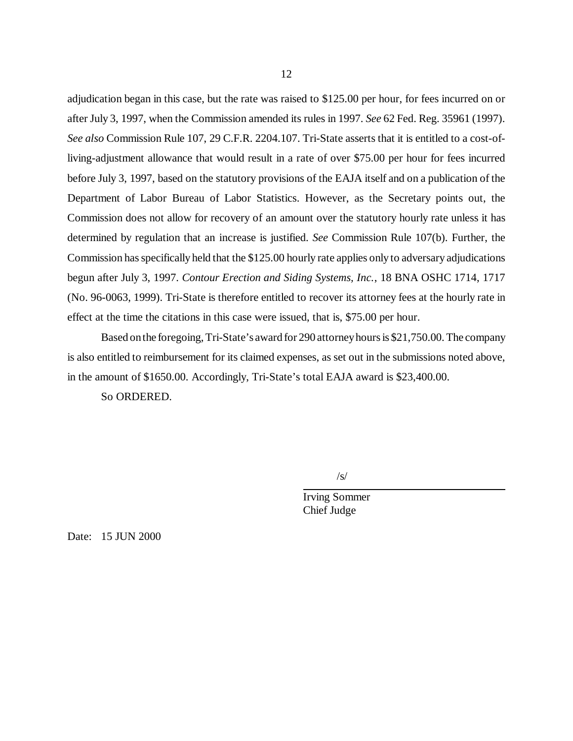adjudication began in this case, but the rate was raised to $125.00 per hour, for fees incurred on or after July 3, 1997, when the Commission amended its rules in 1997. *See* 62 Fed. Reg. 35961 (1997). *See also* Commission Rule 107, 29 C.F.R. 2204.107. Tri-State asserts that it is entitled to a cost-of-living-adjustment allowance that would result in a rate of over $75.00 per hour for fees incurred before July 3, 1997, based on the statutory provisions of the EAJA itself and on a publication of the Department of Labor Bureau of Labor Statistics. However, as the Secretary points out, the Commission does not allow for recovery of an amount over the statutory hourly rate unless it has determined by regulation that an increase is justified. *See* Commission Rule 107(b). Further, the Commission has specifically held that the $125.00 hourly rate applies only to adversary adjudications begun after July 3, 1997. *Contour Erection and Siding Systems, Inc.*, 18 BNA OSHC 1714, 1717 (No. 96-0063, 1999). Tri-State is therefore entitled to recover its attorney fees at the hourly rate in effect at the time the citations in this case were issued, that is, $75.00 per hour.

Based on the foregoing, Tri-State's award for 290 attorney hours is $21,750.00. The company is also entitled to reimbursement for its claimed expenses, as set out in the submissions noted above, in the amount of $1650.00. Accordingly, Tri-State's total EAJA award is $23,400.00.

So ORDERED.

/s/

Irving Sommer
Chief Judge

Date: 15 JUN 2000